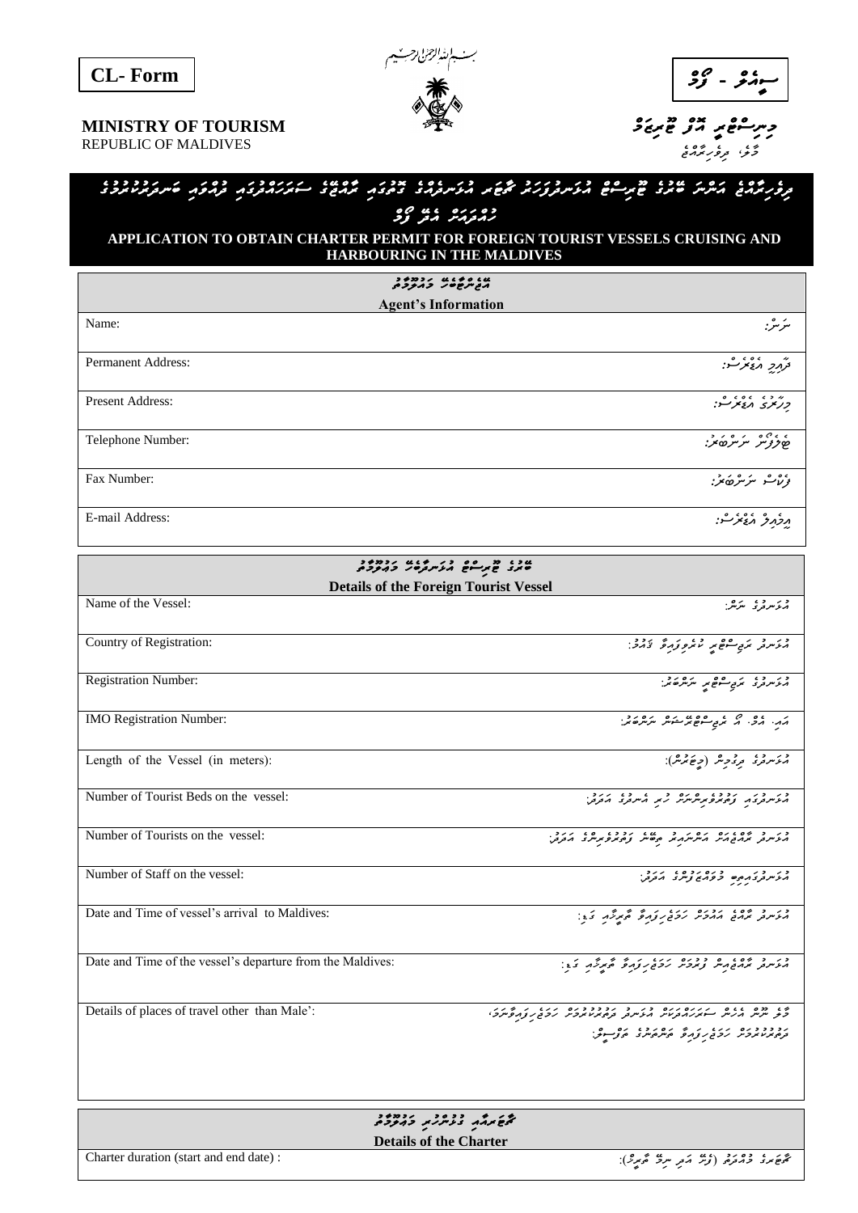**CL- Form**

بسم الله الرحمن الرحيم

ސިއުލް - ފޯމް

**MINISTRY OF TOURISM**
REPUBLIC OF MALDIVES

މިނިސްޓްރީ އޮފް ޓޫރިޒަމް
މާލެ، ދިވެހިރާއްޖެ

**ދިވެހިރާއްޖޭގައި ދަތުރުކުރާ ބޭރު ޓޫރިސްޓް އުޅަނދުތަކަށް ޗާޓަރ ހުއްދަ ދޫކުރުމަށް އެދި ހުށަހަޅާ ފޯމު**

**APPLICATION TO OBTAIN CHARTER PERMIT FOR FOREIGN TOURIST VESSELS CRUISING AND HARBOURING IN THE MALDIVES**

| Agent's Information / އޭޖެންޓްގެ މަޢުލޫމާތު | |
|---|---|
| Name: | ނަން: |
| Permanent Address: | ދާއިމީ އެޑްރެސް: |
| Present Address: | މިހާރުގެ އެޑްރެސް: |
| Telephone Number: | ޓެލިފޯން ނަންބަރު: |
| Fax Number: | ފެކްސް ނަންބަރު: |
| E-mail Address: | އީމެއިލް އެޑްރެސް: |

| Details of the Foreign Tourist Vessel / ބޭރު ޓޫރިސްޓް އުޅަނދުގެ މަޢުލޫމާތު | |
|---|---|
| Name of the Vessel: | އުޅަނދުގެ ނަން: |
| Country of Registration: | އުޅަނދު ރަޖިސްޓްރީ ކުރެވިފައިވާ ޤައުމު: |
| Registration Number: | އުޅަނދުގެ ރަޖިސްޓްރީ ނަންބަރު: |
| IMO Registration Number: | އައި. އެމް. އޯ ރެޖިސްޓްރޭޝަން ނަންބަރު: |
| Length of the Vessel (in meters): | އުޅަނދުގެ ދިގުމިން (މީޓަރުން): |
| Number of Tourist Beds on the vessel: | އުޅަނދުގައި ފަތުރުވެރިންނަށް ހުރި އެނދުގެ އަދަދު: |
| Number of Tourists on the vessel: | އުޅަނދު ރާއްޖެއަށް އަންނައިރު ތިބޭނެ ފަތުރުވެރިންގެ އަދަދު: |
| Number of Staff on the vessel: | އުޅަނދުގައިތިބޭ މުވައްޒަފުންގެ އަދަދު: |
| Date and Time of vessel's arrival to Maldives: | އުޅަނދު ރާއްޖެ އަންނަން ހަމަޖެހިފައިވާ ތާރީޚާއި ގަޑި: |
| Date and Time of the vessel's departure from the Maldives: | އުޅަނދު ރާއްޖެއިން ފުރުމަށް ހަމަޖެހިފައިވާ ތާރީޚާއި ގަޑި: |
| Details of places of travel other than Male': | މާލެ ނޫން އެހެން ސަރަހައްދުތަކަށް އުޅަނދު ދަތުރުކުރުމަށް ހަމަޖެހިފައިވާނަމަ، ދަތުރުކުރުމަށް ހަމަޖެހިފައިވާތަންތަނުގެ ތަފްސީލު: |

| Details of the Charter / ޗާޓަރއާއި ގުޅުންހުރި މަޢުލޫމާތު | |
|---|---|
| Charter duration (start and end date) : | ޗާޓަރގެ މުއްދަތު (ފެށޭ އަދި ނިމޭ ތާރީޚު): |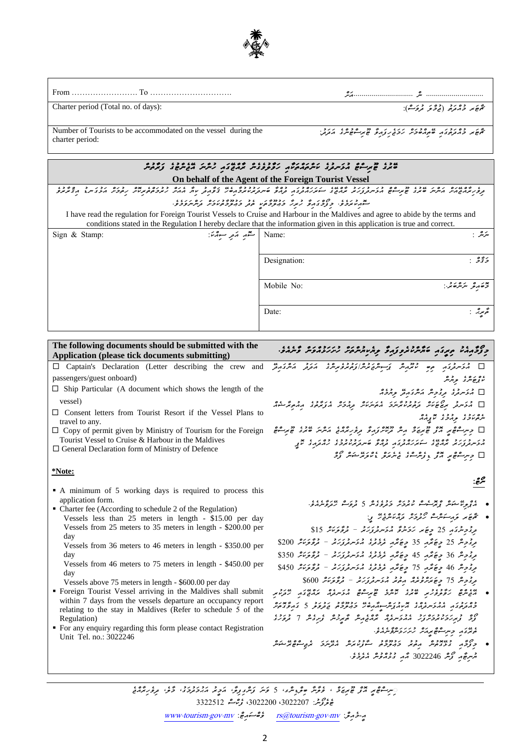| | |
|---|---|
| From ……………………. To …………………………. | ..............................ން ..............................އަށް |
| Charter period (Total no. of days): | ޗާޓަރ މުއްދަތު (ޖުމްލަ ދުވަސް): |
| Number of Tourists to be accommodated on the vessel during the charter period: | ޗާޓަރ މުއްދަތުގައި ބޯޓުގައި ހަމަޖެހިފައިވާ ޓޫރިސްޓުންގެ އަދަދު: |

## On behalf of the Agent of the Foreign Tourist Vessel

I have read the regulation for Foreign Tourist Vessels to Cruise and Harbour in the Maldives and agree to abide by the terms and conditions stated in the Regulation I hereby declare that the information given in this application is true and correct.

| | |
|---|---|
| Sign & Stamp: / ސޮއި އަދި ސިއްކަ: | Name: / ނަން : |
| | Designation: / މަޤާމް : |
| | Mobile No: / މޮބައިލް ނަންބަރ: |
| | Date: / ތާރީޚު : |

## The following documents should be submitted with the Application (please tick documents submitting)

- ☐ Captain's Declaration (Letter describing the crew and passengers/guest onboard)
- ☐ Ship Particular (A document which shows the length of the vessel)
- ☐ Consent letters from Tourist Resort if the Vessel Plans to travel to any.
- ☐ Copy of permit given by Ministry of Tourism for the Foreign Tourist Vessel to Cruise & Harbour in the Maldives
- ☐ General Declaration form of Ministry of Defence

**\*Note:** / ނޯޓް:

- A minimum of 5 working days is required to process this application form.
- Charter fee (According to schedule 2 of the Regulation)
  - Vessels less than 25 meters in length - $15.00 per day
  - Vessels from 25 meters to 35 meters in length - $200.00 per day
  - Vessels from 36 meters to 46 meters in length - $350.00 per day
  - Vessels from 46 meters to 75 meters in length - $450.00 per day
  - Vessels above 75 meters in length - $600.00 per day
- Foreign Tourist Vessel arriving in the Maldives shall submit within 7 days from the vessels departure an occupancy report relating to the stay in Maldives (Refer to schedule 5 of the Regulation)
- For any enquiry regarding this form please contact Registration Unit Tel. no.: 3022246

- އެޕްލިކޭޝަން ޕްރޮސެސްކުރުމަށް މަދުވެގެން 5 ދުވަސް ހޭދަވާނެއެވެ.
- ޗާޓަރ ފީ (ގަވާއިދުގެ ޖަދުވަލު 2 ގައިވާ ގޮތުގެ މަތިން)
  - ދިގުމިނުގައި 25 މީޓަރަށްވުރެ ކުޑަ އުޅަނދުތަކަށް – ދުވާލަކަށް 15$
  - ދިގުމިން 25 މީޓަރާއި 35 މީޓަރާ ދެމެދުގެ އުޅަނދުތަކަށް – ދުވާލަކަށް 200$
  - ދިގުމިން 36 މީޓަރާއި 45 މީޓަރާ ދެމެދުގެ އުޅަނދުތަކަށް – ދުވާލަކަށް 350$
  - ދިގުމިން 46 މީޓަރާއި 75 މީޓަރާ ދެމެދުގެ އުޅަނދުތަކަށް – ދުވާލަކަށް 450$
  - ދިގުމިން 75 މީޓަރަށްވުރެ އިތުރު އުޅަނދުތަކަށް – ދުވާލަކަށް 600$
- މި ފޯމާ ގުޅޭގޮތުން މަޢުލޫމާތު ސާފުކުރުމަށް އޮފީހުގެ ރަޖިސްޓްރޭޝަން ޔުނިޓުގެ ފޯނު ނަންބަރު 3022246 އާއި ގުޅުއްވުން އެދެމެވެ.